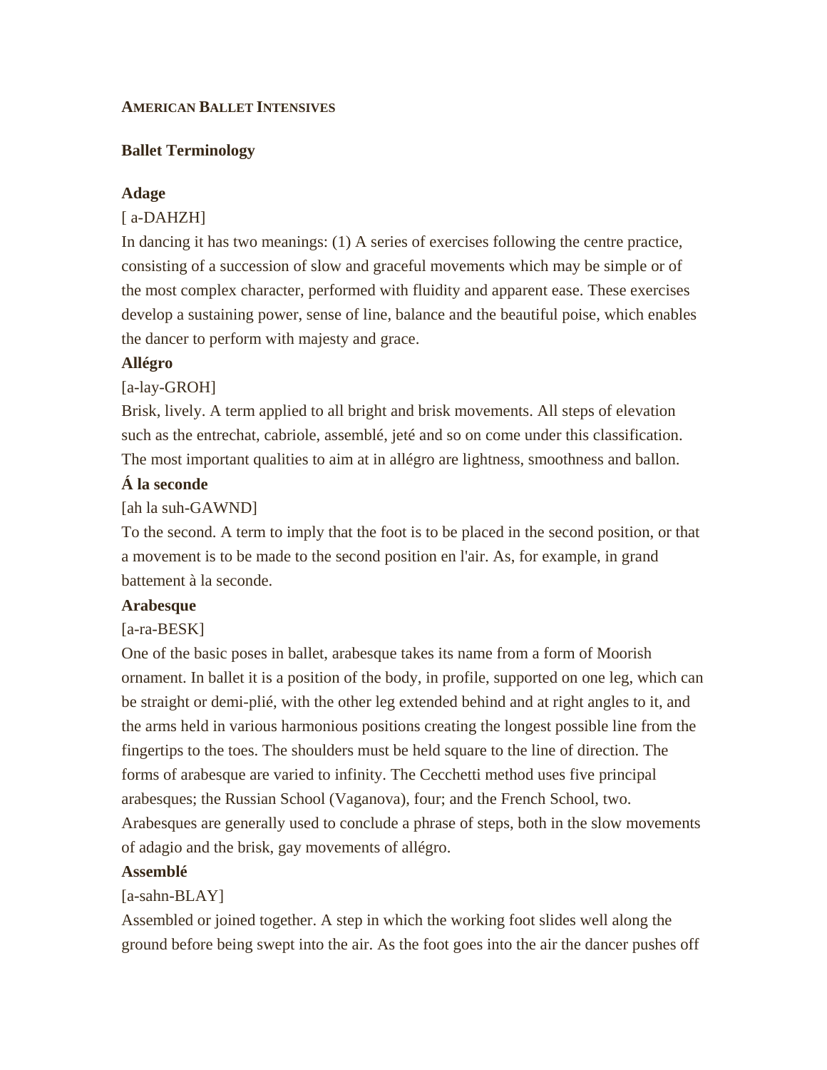**AMERICAN BALLET INTENSIVES**

## Ballet Terminology

**Adage**

[ a-DAHZH]

In dancing it has two meanings: (1) A series of exercises following the centre practice, consisting of a succession of slow and graceful movements which may be simple or of the most complex character, performed with fluidity and apparent ease. These exercises develop a sustaining power, sense of line, balance and the beautiful poise, which enables the dancer to perform with majesty and grace.

**Allégro**

[a-lay-GROH]

Brisk, lively. A term applied to all bright and brisk movements. All steps of elevation such as the entrechat, cabriole, assemblé, jeté and so on come under this classification. The most important qualities to aim at in allégro are lightness, smoothness and ballon.

**Á la seconde**

[ah la suh-GAWND]

To the second. A term to imply that the foot is to be placed in the second position, or that a movement is to be made to the second position en l'air. As, for example, in grand battement à la seconde.

**Arabesque**

[a-ra-BESK]

One of the basic poses in ballet, arabesque takes its name from a form of Moorish ornament. In ballet it is a position of the body, in profile, supported on one leg, which can be straight or demi-plié, with the other leg extended behind and at right angles to it, and the arms held in various harmonious positions creating the longest possible line from the fingertips to the toes. The shoulders must be held square to the line of direction. The forms of arabesque are varied to infinity. The Cecchetti method uses five principal arabesques; the Russian School (Vaganova), four; and the French School, two. Arabesques are generally used to conclude a phrase of steps, both in the slow movements of adagio and the brisk, gay movements of allégro.

**Assemblé**

[a-sahn-BLAY]

Assembled or joined together. A step in which the working foot slides well along the ground before being swept into the air. As the foot goes into the air the dancer pushes off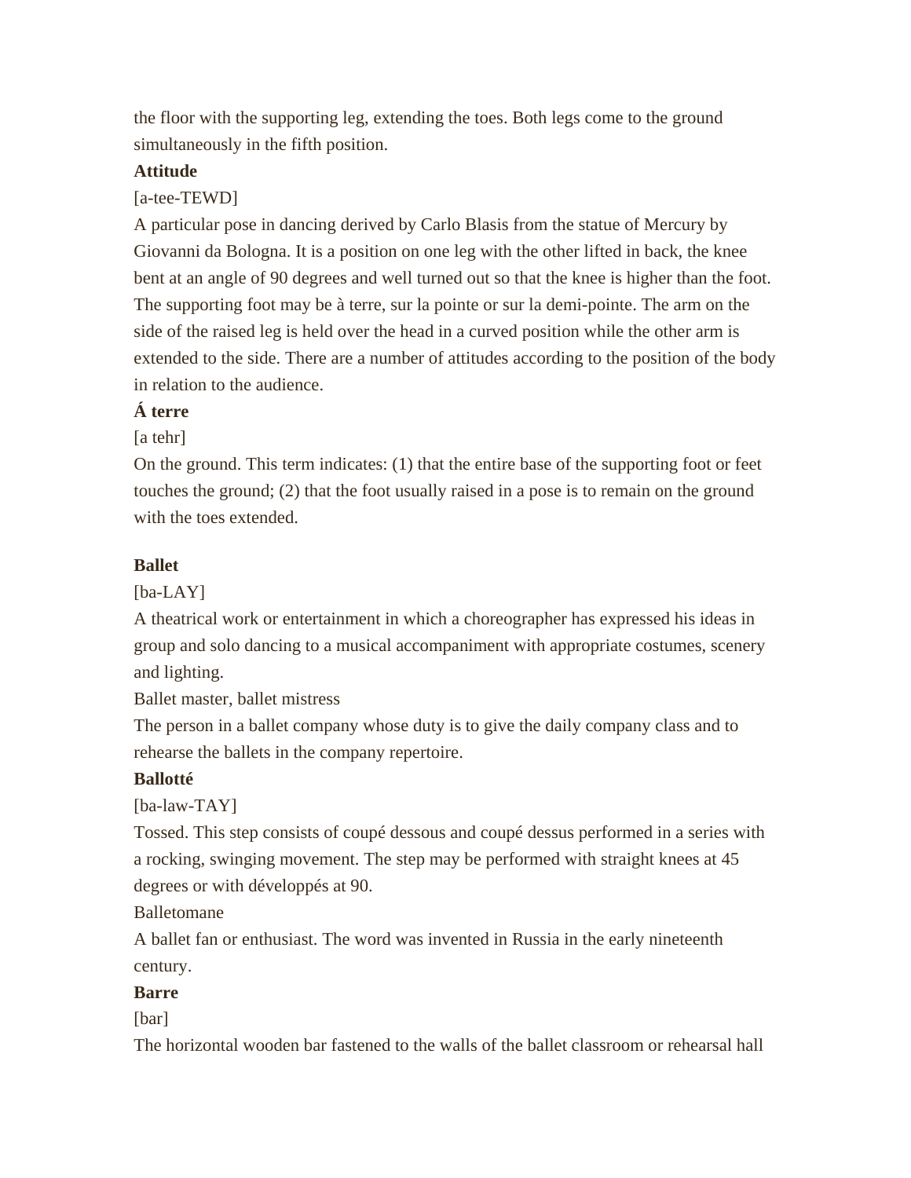the floor with the supporting leg, extending the toes. Both legs come to the ground simultaneously in the fifth position.

**Attitude**

[a-tee-TEWD]

A particular pose in dancing derived by Carlo Blasis from the statue of Mercury by Giovanni da Bologna. It is a position on one leg with the other lifted in back, the knee bent at an angle of 90 degrees and well turned out so that the knee is higher than the foot. The supporting foot may be à terre, sur la pointe or sur la demi-pointe. The arm on the side of the raised leg is held over the head in a curved position while the other arm is extended to the side. There are a number of attitudes according to the position of the body in relation to the audience.

**Á terre**

[a tehr]

On the ground. This term indicates: (1) that the entire base of the supporting foot or feet touches the ground; (2) that the foot usually raised in a pose is to remain on the ground with the toes extended.

**Ballet**

[ba-LAY]

A theatrical work or entertainment in which a choreographer has expressed his ideas in group and solo dancing to a musical accompaniment with appropriate costumes, scenery and lighting.

Ballet master, ballet mistress

The person in a ballet company whose duty is to give the daily company class and to rehearse the ballets in the company repertoire.

**Ballotté**

[ba-law-TAY]

Tossed. This step consists of coupé dessous and coupé dessus performed in a series with a rocking, swinging movement. The step may be performed with straight knees at 45 degrees or with développés at 90.

Balletomane

A ballet fan or enthusiast. The word was invented in Russia in the early nineteenth century.

**Barre**

[bar]

The horizontal wooden bar fastened to the walls of the ballet classroom or rehearsal hall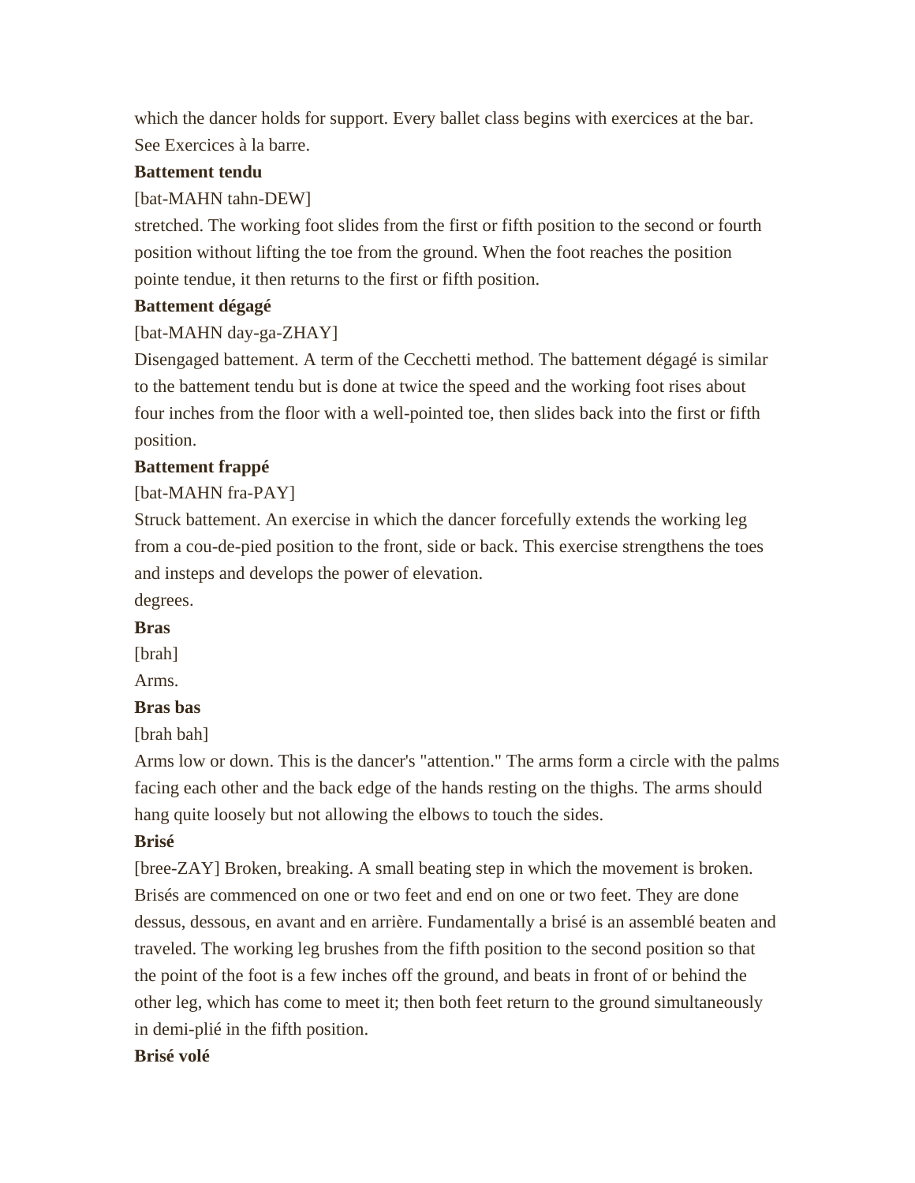which the dancer holds for support. Every ballet class begins with exercices at the bar. See Exercices à la barre.

**Battement tendu**

[bat-MAHN tahn-DEW]

stretched. The working foot slides from the first or fifth position to the second or fourth position without lifting the toe from the ground. When the foot reaches the position pointe tendue, it then returns to the first or fifth position.

**Battement dégagé**

[bat-MAHN day-ga-ZHAY]

Disengaged battement. A term of the Cecchetti method. The battement dégagé is similar to the battement tendu but is done at twice the speed and the working foot rises about four inches from the floor with a well-pointed toe, then slides back into the first or fifth position.

**Battement frappé**

[bat-MAHN fra-PAY]

Struck battement. An exercise in which the dancer forcefully extends the working leg from a cou-de-pied position to the front, side or back. This exercise strengthens the toes and insteps and develops the power of elevation.

degrees.

**Bras**

[brah]

Arms.

**Bras bas**

[brah bah]

Arms low or down. This is the dancer's "attention." The arms form a circle with the palms facing each other and the back edge of the hands resting on the thighs. The arms should hang quite loosely but not allowing the elbows to touch the sides.

**Brisé**

[bree-ZAY] Broken, breaking. A small beating step in which the movement is broken. Brisés are commenced on one or two feet and end on one or two feet. They are done dessus, dessous, en avant and en arrière. Fundamentally a brisé is an assemblé beaten and traveled. The working leg brushes from the fifth position to the second position so that the point of the foot is a few inches off the ground, and beats in front of or behind the other leg, which has come to meet it; then both feet return to the ground simultaneously in demi-plié in the fifth position.

**Brisé volé**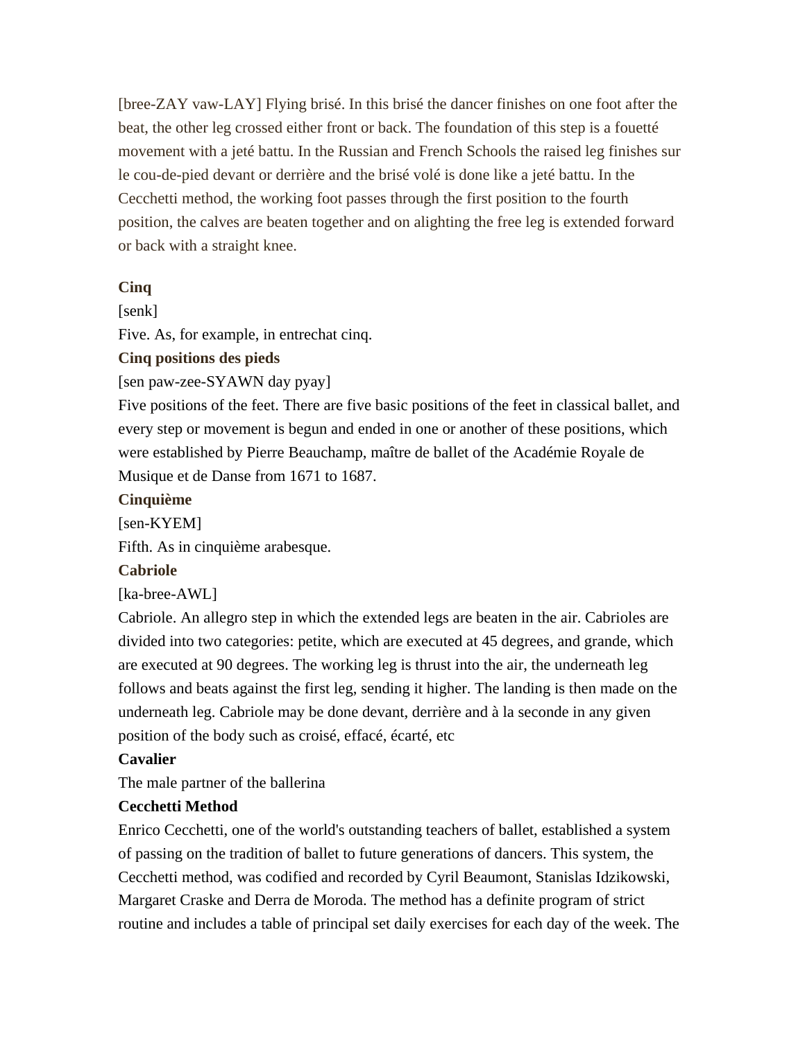[bree-ZAY vaw-LAY] Flying brisé. In this brisé the dancer finishes on one foot after the beat, the other leg crossed either front or back. The foundation of this step is a fouetté movement with a jeté battu. In the Russian and French Schools the raised leg finishes sur le cou-de-pied devant or derrière and the brisé volé is done like a jeté battu. In the Cecchetti method, the working foot passes through the first position to the fourth position, the calves are beaten together and on alighting the free leg is extended forward or back with a straight knee.

**Cinq**
[senk]
Five. As, for example, in entrechat cinq.

**Cinq positions des pieds**
[sen paw-zee-SYAWN day pyay]
Five positions of the feet. There are five basic positions of the feet in classical ballet, and every step or movement is begun and ended in one or another of these positions, which were established by Pierre Beauchamp, maître de ballet of the Académie Royale de Musique et de Danse from 1671 to 1687.

**Cinquième**
[sen-KYEM]
Fifth. As in cinquième arabesque.

**Cabriole**
[ka-bree-AWL]
Cabriole. An allegro step in which the extended legs are beaten in the air. Cabrioles are divided into two categories: petite, which are executed at 45 degrees, and grande, which are executed at 90 degrees. The working leg is thrust into the air, the underneath leg follows and beats against the first leg, sending it higher. The landing is then made on the underneath leg. Cabriole may be done devant, derrière and à la seconde in any given position of the body such as croisé, effacé, écarté, etc

**Cavalier**
The male partner of the ballerina

**Cecchetti Method**
Enrico Cecchetti, one of the world's outstanding teachers of ballet, established a system of passing on the tradition of ballet to future generations of dancers. This system, the Cecchetti method, was codified and recorded by Cyril Beaumont, Stanislas Idzikowski, Margaret Craske and Derra de Moroda. The method has a definite program of strict routine and includes a table of principal set daily exercises for each day of the week. The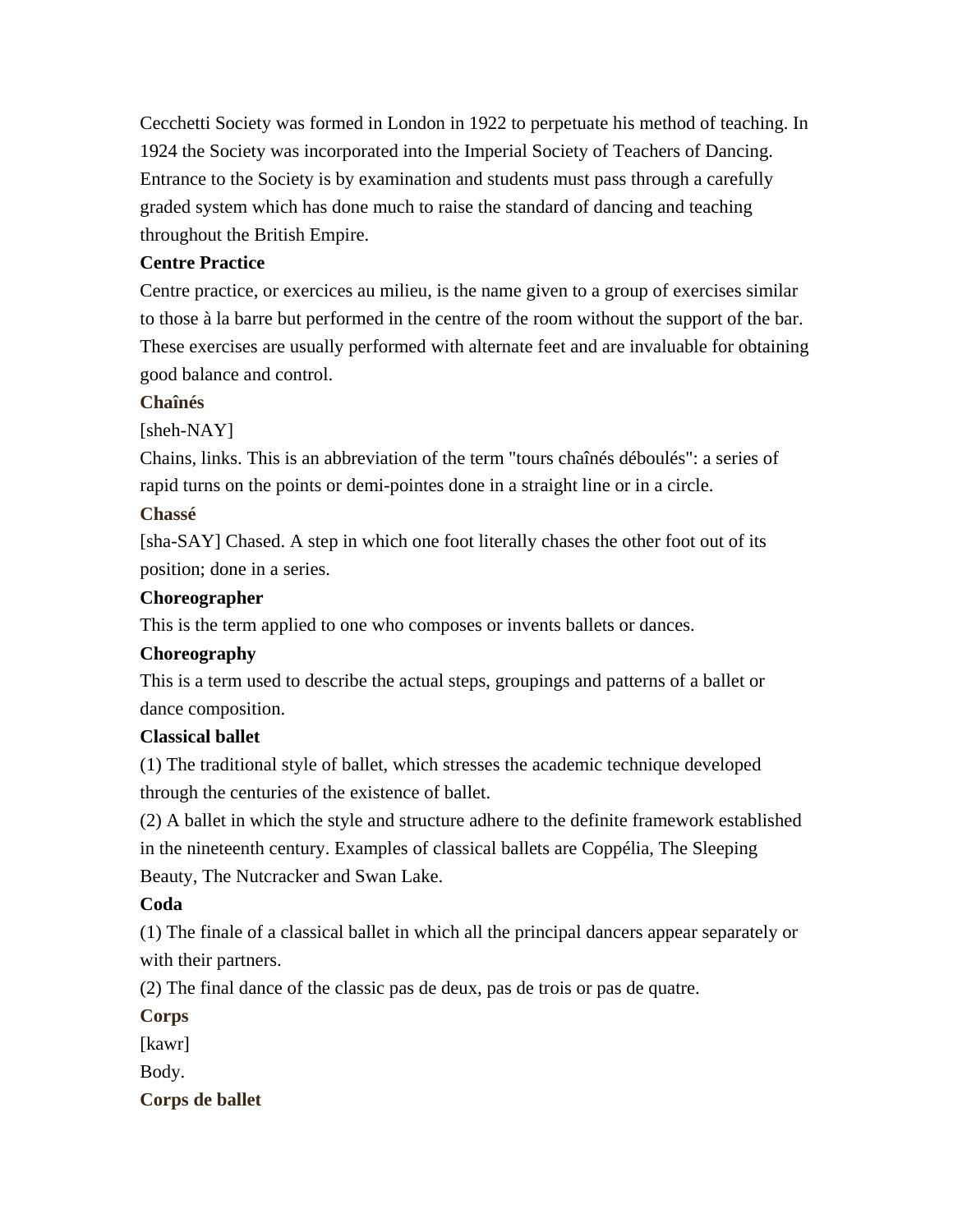Cecchetti Society was formed in London in 1922 to perpetuate his method of teaching. In 1924 the Society was incorporated into the Imperial Society of Teachers of Dancing. Entrance to the Society is by examination and students must pass through a carefully graded system which has done much to raise the standard of dancing and teaching throughout the British Empire.

**Centre Practice**

Centre practice, or exercices au milieu, is the name given to a group of exercises similar to those à la barre but performed in the centre of the room without the support of the bar. These exercises are usually performed with alternate feet and are invaluable for obtaining good balance and control.

**Chaînés**

[sheh-NAY]

Chains, links. This is an abbreviation of the term "tours chaînés déboulés": a series of rapid turns on the points or demi-pointes done in a straight line or in a circle.

**Chassé**

[sha-SAY] Chased. A step in which one foot literally chases the other foot out of its position; done in a series.

**Choreographer**

This is the term applied to one who composes or invents ballets or dances.

**Choreography**

This is a term used to describe the actual steps, groupings and patterns of a ballet or dance composition.

**Classical ballet**

(1) The traditional style of ballet, which stresses the academic technique developed through the centuries of the existence of ballet.

(2) A ballet in which the style and structure adhere to the definite framework established in the nineteenth century. Examples of classical ballets are Coppélia, The Sleeping Beauty, The Nutcracker and Swan Lake.

**Coda**

(1) The finale of a classical ballet in which all the principal dancers appear separately or with their partners.

(2) The final dance of the classic pas de deux, pas de trois or pas de quatre.

**Corps**

[kawr]

Body.

**Corps de ballet**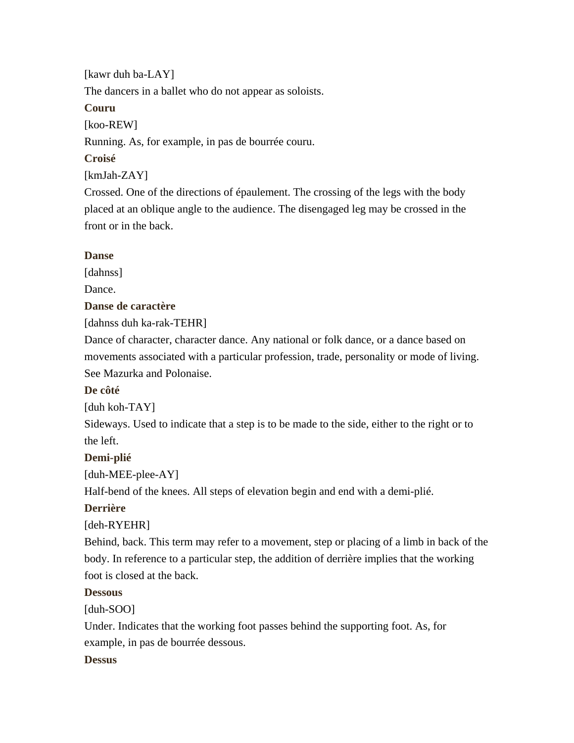[kawr duh ba-LAY]

The dancers in a ballet who do not appear as soloists.

**Couru**

[koo-REW]

Running. As, for example, in pas de bourrée couru.

**Croisé**

[kmJah-ZAY]

Crossed. One of the directions of épaulement. The crossing of the legs with the body placed at an oblique angle to the audience. The disengaged leg may be crossed in the front or in the back.

**Danse**

[dahnss]

Dance.

**Danse de caractère**

[dahnss duh ka-rak-TEHR]

Dance of character, character dance. Any national or folk dance, or a dance based on movements associated with a particular profession, trade, personality or mode of living. See Mazurka and Polonaise.

**De côté**

[duh koh-TAY]

Sideways. Used to indicate that a step is to be made to the side, either to the right or to the left.

**Demi-plié**

[duh-MEE-plee-AY]

Half-bend of the knees. All steps of elevation begin and end with a demi-plié.

**Derrière**

[deh-RYEHR]

Behind, back. This term may refer to a movement, step or placing of a limb in back of the body. In reference to a particular step, the addition of derrière implies that the working foot is closed at the back.

**Dessous**

[duh-SOO]

Under. Indicates that the working foot passes behind the supporting foot. As, for example, in pas de bourrée dessous.

**Dessus**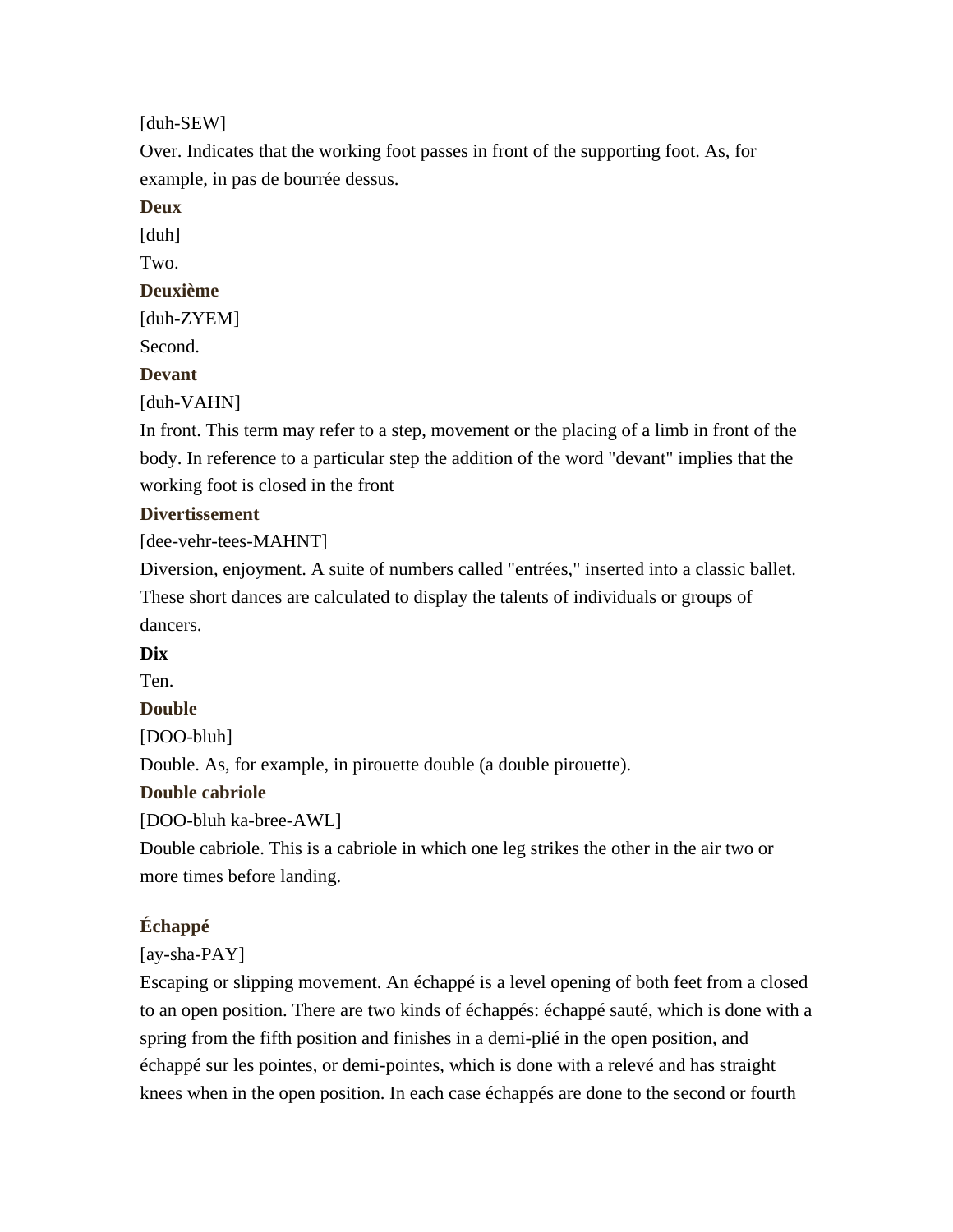[duh-SEW]

Over. Indicates that the working foot passes in front of the supporting foot. As, for example, in pas de bourrée dessus.

**Deux**

[duh]

Two.

**Deuxième**

[duh-ZYEM]

Second.

**Devant**

[duh-VAHN]

In front. This term may refer to a step, movement or the placing of a limb in front of the body. In reference to a particular step the addition of the word "devant" implies that the working foot is closed in the front

**Divertissement**

[dee-vehr-tees-MAHNT]

Diversion, enjoyment. A suite of numbers called "entrées," inserted into a classic ballet. These short dances are calculated to display the talents of individuals or groups of dancers.

**Dix**

Ten.

**Double**

[DOO-bluh]

Double. As, for example, in pirouette double (a double pirouette).

**Double cabriole**

[DOO-bluh ka-bree-AWL]

Double cabriole. This is a cabriole in which one leg strikes the other in the air two or more times before landing.

**Échappé**

[ay-sha-PAY]

Escaping or slipping movement. An échappé is a level opening of both feet from a closed to an open position. There are two kinds of échappés: échappé sauté, which is done with a spring from the fifth position and finishes in a demi-plié in the open position, and échappé sur les pointes, or demi-pointes, which is done with a relevé and has straight knees when in the open position. In each case échappés are done to the second or fourth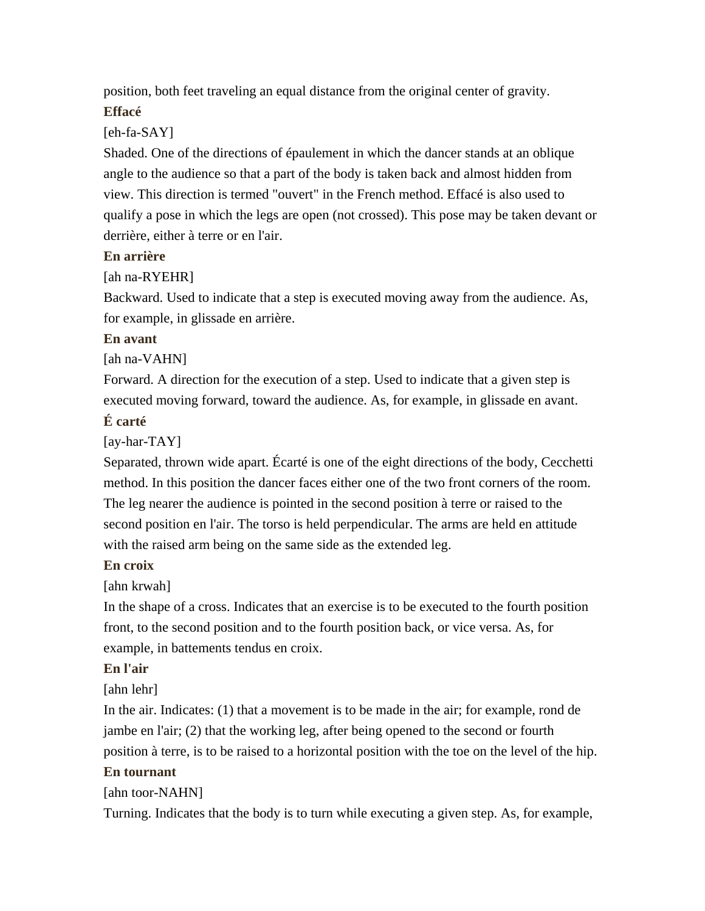position, both feet traveling an equal distance from the original center of gravity.

**Effacé**

[eh-fa-SAY]

Shaded. One of the directions of épaulement in which the dancer stands at an oblique angle to the audience so that a part of the body is taken back and almost hidden from view. This direction is termed "ouvert" in the French method. Effacé is also used to qualify a pose in which the legs are open (not crossed). This pose may be taken devant or derrière, either à terre or en l'air.

**En arrière**

[ah na-RYEHR]

Backward. Used to indicate that a step is executed moving away from the audience. As, for example, in glissade en arrière.

**En avant**

[ah na-VAHN]

Forward. A direction for the execution of a step. Used to indicate that a given step is executed moving forward, toward the audience. As, for example, in glissade en avant.

**É carté**

[ay-har-TAY]

Separated, thrown wide apart. Écarté is one of the eight directions of the body, Cecchetti method. In this position the dancer faces either one of the two front corners of the room. The leg nearer the audience is pointed in the second position à terre or raised to the second position en l'air. The torso is held perpendicular. The arms are held en attitude with the raised arm being on the same side as the extended leg.

**En croix**

[ahn krwah]

In the shape of a cross. Indicates that an exercise is to be executed to the fourth position front, to the second position and to the fourth position back, or vice versa. As, for example, in battements tendus en croix.

**En l'air**

[ahn lehr]

In the air. Indicates: (1) that a movement is to be made in the air; for example, rond de jambe en l'air; (2) that the working leg, after being opened to the second or fourth position à terre, is to be raised to a horizontal position with the toe on the level of the hip.

**En tournant**

[ahn toor-NAHN]

Turning. Indicates that the body is to turn while executing a given step. As, for example,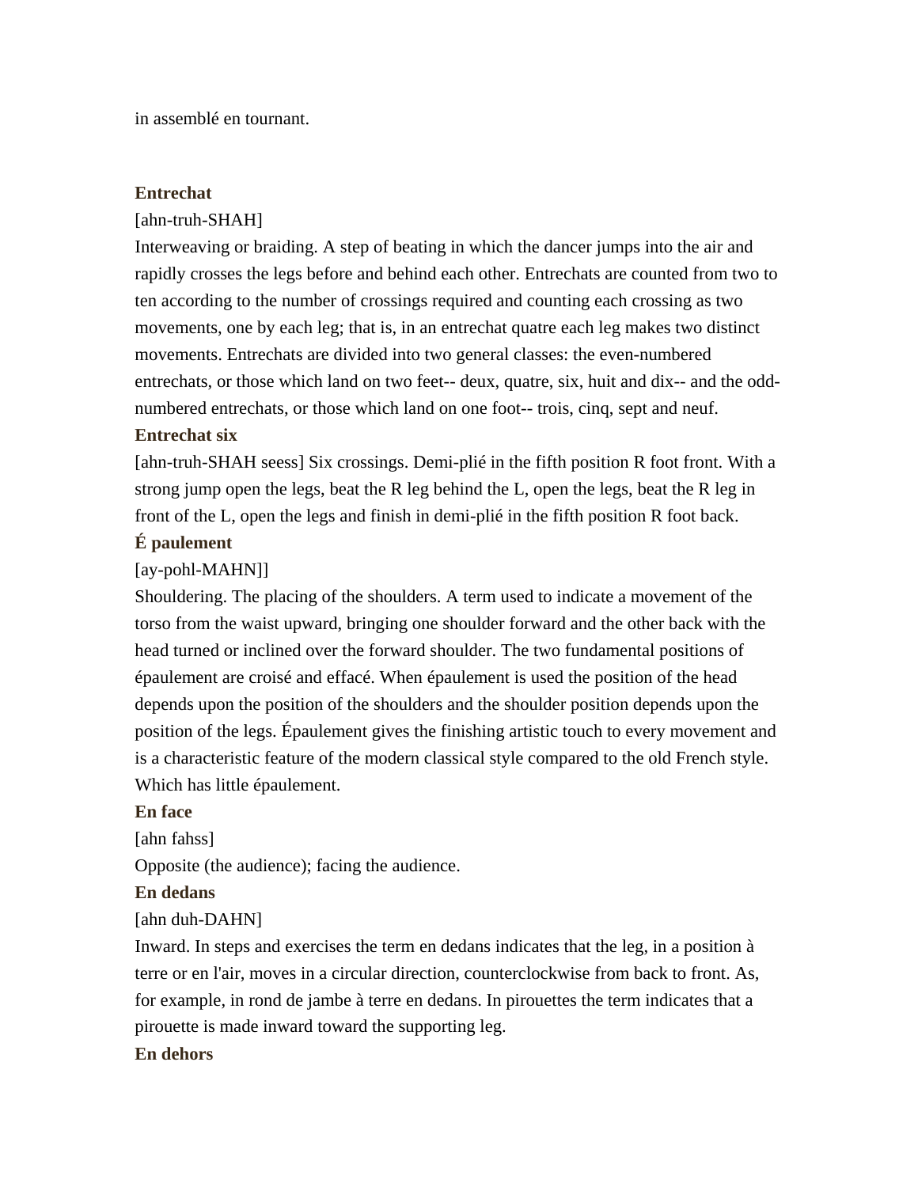in assemblé en tournant.

**Entrechat**

[ahn-truh-SHAH]

Interweaving or braiding. A step of beating in which the dancer jumps into the air and rapidly crosses the legs before and behind each other. Entrechats are counted from two to ten according to the number of crossings required and counting each crossing as two movements, one by each leg; that is, in an entrechat quatre each leg makes two distinct movements. Entrechats are divided into two general classes: the even-numbered entrechats, or those which land on two feet-- deux, quatre, six, huit and dix-- and the odd-numbered entrechats, or those which land on one foot-- trois, cinq, sept and neuf.

**Entrechat six**

[ahn-truh-SHAH seess] Six crossings. Demi-plié in the fifth position R foot front. With a strong jump open the legs, beat the R leg behind the L, open the legs, beat the R leg in front of the L, open the legs and finish in demi-plié in the fifth position R foot back.

**É paulement**

[ay-pohl-MAHN]]

Shouldering. The placing of the shoulders. A term used to indicate a movement of the torso from the waist upward, bringing one shoulder forward and the other back with the head turned or inclined over the forward shoulder. The two fundamental positions of épaulement are croisé and effacé. When épaulement is used the position of the head depends upon the position of the shoulders and the shoulder position depends upon the position of the legs. Épaulement gives the finishing artistic touch to every movement and is a characteristic feature of the modern classical style compared to the old French style. Which has little épaulement.

**En face**

[ahn fahss]

Opposite (the audience); facing the audience.

**En dedans**

[ahn duh-DAHN]

Inward. In steps and exercises the term en dedans indicates that the leg, in a position à terre or en l'air, moves in a circular direction, counterclockwise from back to front. As, for example, in rond de jambe à terre en dedans. In pirouettes the term indicates that a pirouette is made inward toward the supporting leg.

**En dehors**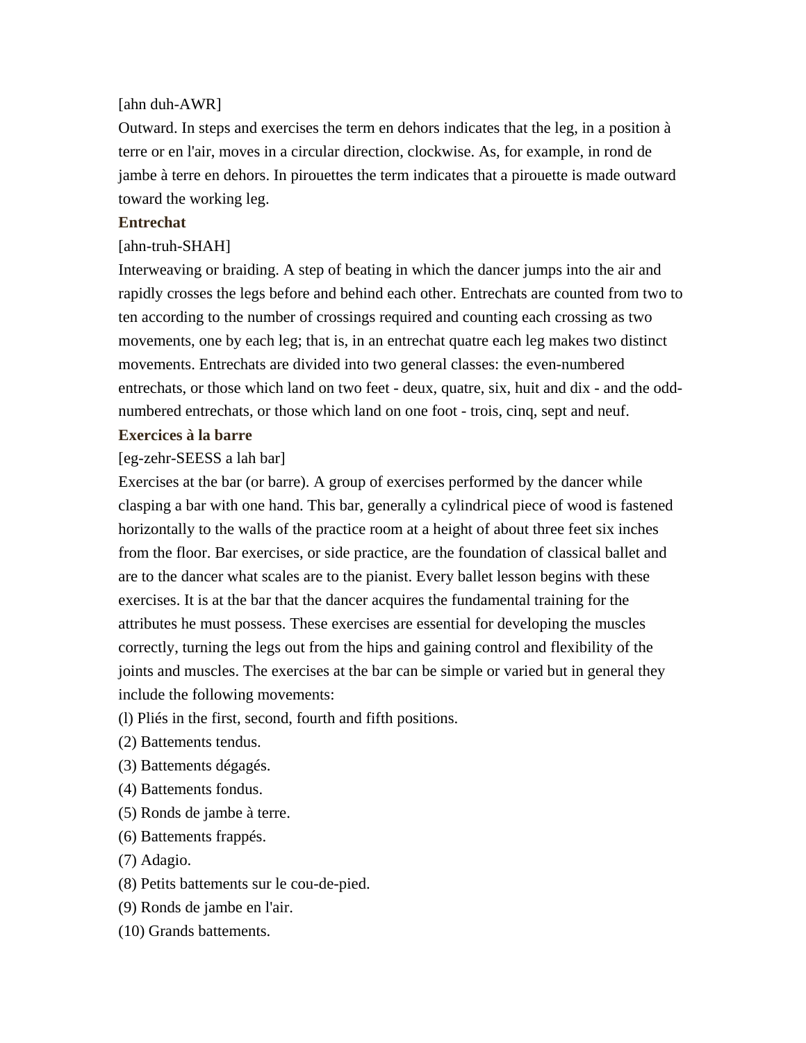[ahn duh-AWR]

Outward. In steps and exercises the term en dehors indicates that the leg, in a position à terre or en l'air, moves in a circular direction, clockwise. As, for example, in rond de jambe à terre en dehors. In pirouettes the term indicates that a pirouette is made outward toward the working leg.

**Entrechat**

[ahn-truh-SHAH]

Interweaving or braiding. A step of beating in which the dancer jumps into the air and rapidly crosses the legs before and behind each other. Entrechats are counted from two to ten according to the number of crossings required and counting each crossing as two movements, one by each leg; that is, in an entrechat quatre each leg makes two distinct movements. Entrechats are divided into two general classes: the even-numbered entrechats, or those which land on two feet - deux, quatre, six, huit and dix - and the odd-numbered entrechats, or those which land on one foot - trois, cinq, sept and neuf.

**Exercices à la barre**

[eg-zehr-SEESS a lah bar]

Exercises at the bar (or barre). A group of exercises performed by the dancer while clasping a bar with one hand. This bar, generally a cylindrical piece of wood is fastened horizontally to the walls of the practice room at a height of about three feet six inches from the floor. Bar exercises, or side practice, are the foundation of classical ballet and are to the dancer what scales are to the pianist. Every ballet lesson begins with these exercises. It is at the bar that the dancer acquires the fundamental training for the attributes he must possess. These exercises are essential for developing the muscles correctly, turning the legs out from the hips and gaining control and flexibility of the joints and muscles. The exercises at the bar can be simple or varied but in general they include the following movements:

(l) Pliés in the first, second, fourth and fifth positions.

(2) Battements tendus.

(3) Battements dégagés.

(4) Battements fondus.

(5) Ronds de jambe à terre.

(6) Battements frappés.

(7) Adagio.

(8) Petits battements sur le cou-de-pied.

(9) Ronds de jambe en l'air.

(10) Grands battements.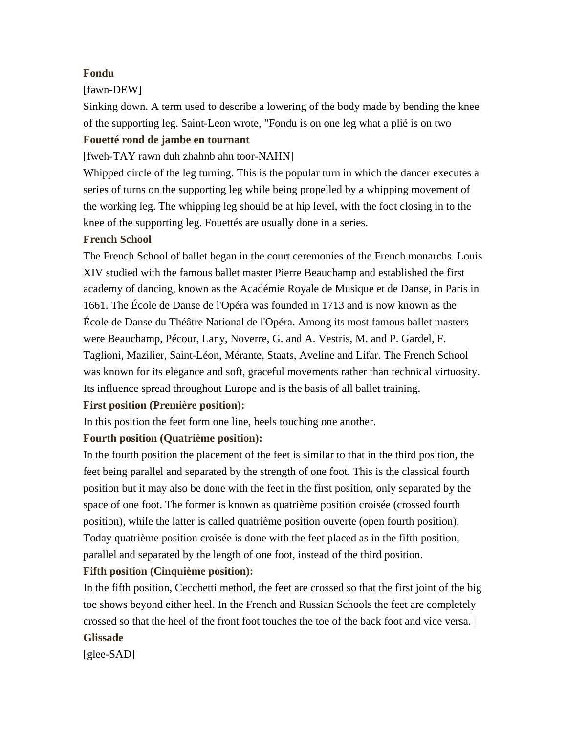**Fondu**

[fawn-DEW]

Sinking down. A term used to describe a lowering of the body made by bending the knee of the supporting leg. Saint-Leon wrote, "Fondu is on one leg what a plié is on two

**Fouetté rond de jambe en tournant**

[fweh-TAY rawn duh zhahnb ahn toor-NAHN]

Whipped circle of the leg turning. This is the popular turn in which the dancer executes a series of turns on the supporting leg while being propelled by a whipping movement of the working leg. The whipping leg should be at hip level, with the foot closing in to the knee of the supporting leg. Fouettés are usually done in a series.

**French School**

The French School of ballet began in the court ceremonies of the French monarchs. Louis XIV studied with the famous ballet master Pierre Beauchamp and established the first academy of dancing, known as the Académie Royale de Musique et de Danse, in Paris in 1661. The École de Danse de l'Opéra was founded in 1713 and is now known as the École de Danse du Théâtre National de l'Opéra. Among its most famous ballet masters were Beauchamp, Pécour, Lany, Noverre, G. and A. Vestris, M. and P. Gardel, F. Taglioni, Mazilier, Saint-Léon, Mérante, Staats, Aveline and Lifar. The French School was known for its elegance and soft, graceful movements rather than technical virtuosity. Its influence spread throughout Europe and is the basis of all ballet training.

**First position (Première position):**

In this position the feet form one line, heels touching one another.

**Fourth position (Quatrième position):**

In the fourth position the placement of the feet is similar to that in the third position, the feet being parallel and separated by the strength of one foot. This is the classical fourth position but it may also be done with the feet in the first position, only separated by the space of one foot. The former is known as quatrième position croisée (crossed fourth position), while the latter is called quatrième position ouverte (open fourth position). Today quatrième position croisée is done with the feet placed as in the fifth position, parallel and separated by the length of one foot, instead of the third position.

**Fifth position (Cinquième position):**

In the fifth position, Cecchetti method, the feet are crossed so that the first joint of the big toe shows beyond either heel. In the French and Russian Schools the feet are completely crossed so that the heel of the front foot touches the toe of the back foot and vice versa. |

**Glissade**

[glee-SAD]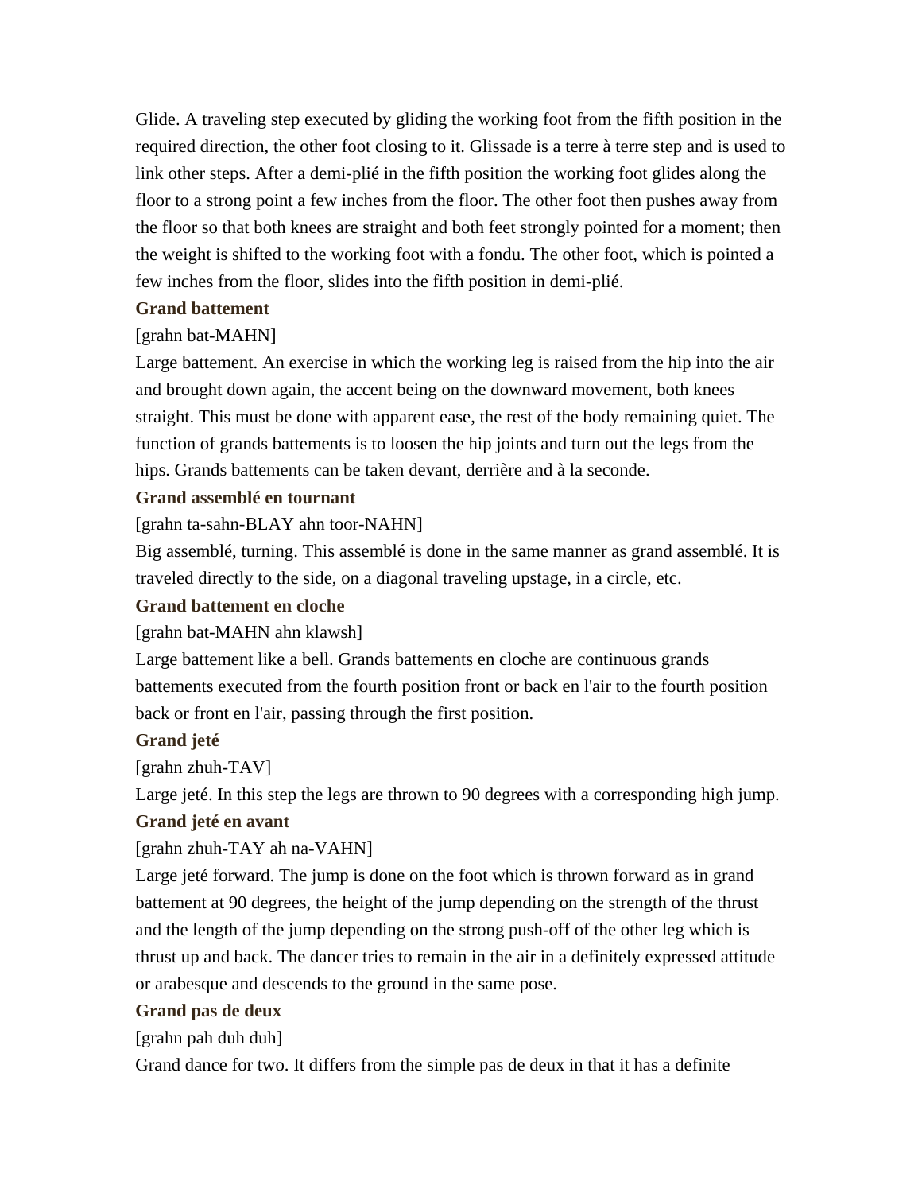Glide. A traveling step executed by gliding the working foot from the fifth position in the required direction, the other foot closing to it. Glissade is a terre à terre step and is used to link other steps. After a demi-plié in the fifth position the working foot glides along the floor to a strong point a few inches from the floor. The other foot then pushes away from the floor so that both knees are straight and both feet strongly pointed for a moment; then the weight is shifted to the working foot with a fondu. The other foot, which is pointed a few inches from the floor, slides into the fifth position in demi-plié.

**Grand battement**

[grahn bat-MAHN]

Large battement. An exercise in which the working leg is raised from the hip into the air and brought down again, the accent being on the downward movement, both knees straight. This must be done with apparent ease, the rest of the body remaining quiet. The function of grands battements is to loosen the hip joints and turn out the legs from the hips. Grands battements can be taken devant, derrière and à la seconde.

**Grand assemblé en tournant**

[grahn ta-sahn-BLAY ahn toor-NAHN]

Big assemblé, turning. This assemblé is done in the same manner as grand assemblé. It is traveled directly to the side, on a diagonal traveling upstage, in a circle, etc.

**Grand battement en cloche**

[grahn bat-MAHN ahn klawsh]

Large battement like a bell. Grands battements en cloche are continuous grands battements executed from the fourth position front or back en l'air to the fourth position back or front en l'air, passing through the first position.

**Grand jeté**

[grahn zhuh-TAV]

Large jeté. In this step the legs are thrown to 90 degrees with a corresponding high jump.

**Grand jeté en avant**

[grahn zhuh-TAY ah na-VAHN]

Large jeté forward. The jump is done on the foot which is thrown forward as in grand battement at 90 degrees, the height of the jump depending on the strength of the thrust and the length of the jump depending on the strong push-off of the other leg which is thrust up and back. The dancer tries to remain in the air in a definitely expressed attitude or arabesque and descends to the ground in the same pose.

**Grand pas de deux**

[grahn pah duh duh]

Grand dance for two. It differs from the simple pas de deux in that it has a definite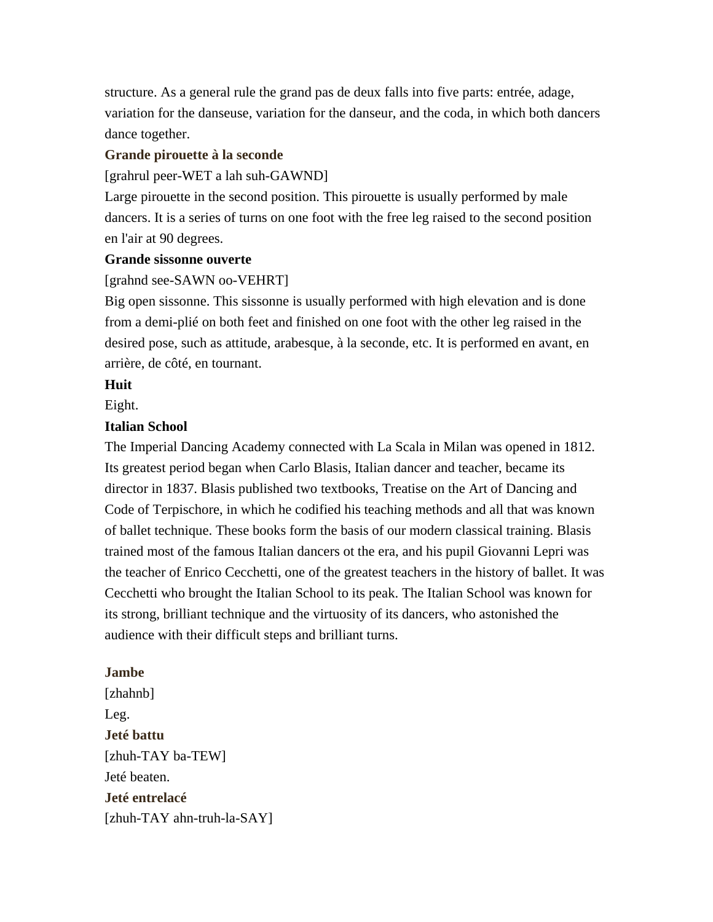structure. As a general rule the grand pas de deux falls into five parts: entrée, adage, variation for the danseuse, variation for the danseur, and the coda, in which both dancers dance together.

**Grande pirouette à la seconde**

[grahrul peer-WET a lah suh-GAWND]

Large pirouette in the second position. This pirouette is usually performed by male dancers. It is a series of turns on one foot with the free leg raised to the second position en l'air at 90 degrees.

**Grande sissonne ouverte**

[grahnd see-SAWN oo-VEHRT]

Big open sissonne. This sissonne is usually performed with high elevation and is done from a demi-plié on both feet and finished on one foot with the other leg raised in the desired pose, such as attitude, arabesque, à la seconde, etc. It is performed en avant, en arrière, de côté, en tournant.

**Huit**

Eight.

**Italian School**

The Imperial Dancing Academy connected with La Scala in Milan was opened in 1812. Its greatest period began when Carlo Blasis, Italian dancer and teacher, became its director in 1837. Blasis published two textbooks, Treatise on the Art of Dancing and Code of Terpischore, in which he codified his teaching methods and all that was known of ballet technique. These books form the basis of our modern classical training. Blasis trained most of the famous Italian dancers ot the era, and his pupil Giovanni Lepri was the teacher of Enrico Cecchetti, one of the greatest teachers in the history of ballet. It was Cecchetti who brought the Italian School to its peak. The Italian School was known for its strong, brilliant technique and the virtuosity of its dancers, who astonished the audience with their difficult steps and brilliant turns.

**Jambe**

[zhahnb]

Leg.

**Jeté battu**

[zhuh-TAY ba-TEW]

Jeté beaten.

**Jeté entrelacé**

[zhuh-TAY ahn-truh-la-SAY]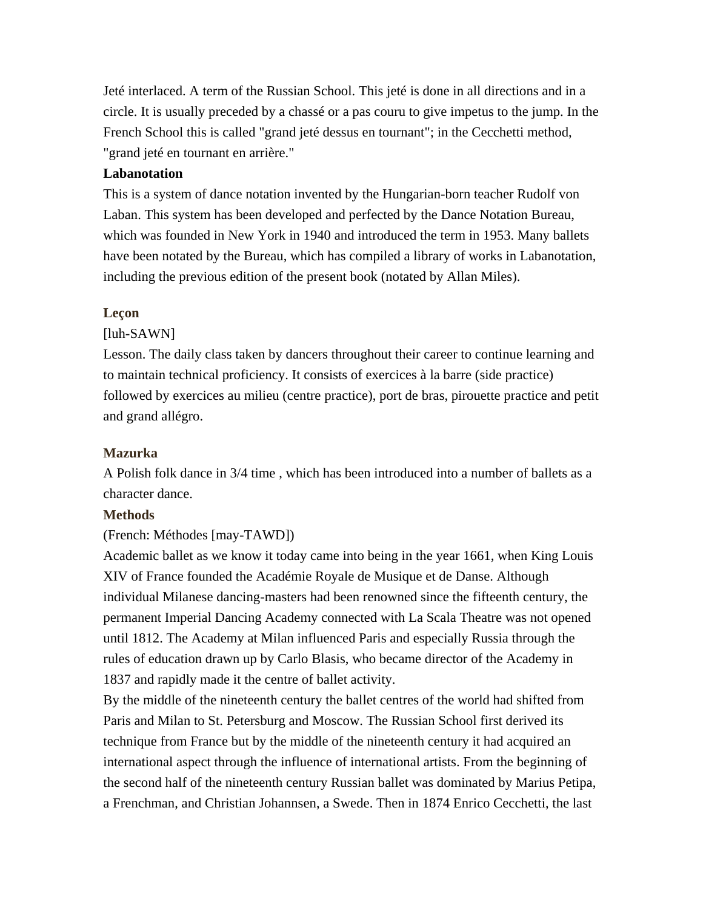Jeté interlaced. A term of the Russian School. This jeté is done in all directions and in a circle. It is usually preceded by a chassé or a pas couru to give impetus to the jump. In the French School this is called "grand jeté dessus en tournant"; in the Cecchetti method, "grand jeté en tournant en arrière."

**Labanotation**

This is a system of dance notation invented by the Hungarian-born teacher Rudolf von Laban. This system has been developed and perfected by the Dance Notation Bureau, which was founded in New York in 1940 and introduced the term in 1953. Many ballets have been notated by the Bureau, which has compiled a library of works in Labanotation, including the previous edition of the present book (notated by Allan Miles).

**Leçon**

[luh-SAWN]

Lesson. The daily class taken by dancers throughout their career to continue learning and to maintain technical proficiency. It consists of exercices à la barre (side practice) followed by exercices au milieu (centre practice), port de bras, pirouette practice and petit and grand allégro.

**Mazurka**

A Polish folk dance in 3/4 time , which has been introduced into a number of ballets as a character dance.

**Methods**

(French: Méthodes [may-TAWD])

Academic ballet as we know it today came into being in the year 1661, when King Louis XIV of France founded the Académie Royale de Musique et de Danse. Although individual Milanese dancing-masters had been renowned since the fifteenth century, the permanent Imperial Dancing Academy connected with La Scala Theatre was not opened until 1812. The Academy at Milan influenced Paris and especially Russia through the rules of education drawn up by Carlo Blasis, who became director of the Academy in 1837 and rapidly made it the centre of ballet activity.

By the middle of the nineteenth century the ballet centres of the world had shifted from Paris and Milan to St. Petersburg and Moscow. The Russian School first derived its technique from France but by the middle of the nineteenth century it had acquired an international aspect through the influence of international artists. From the beginning of the second half of the nineteenth century Russian ballet was dominated by Marius Petipa, a Frenchman, and Christian Johannsen, a Swede. Then in 1874 Enrico Cecchetti, the last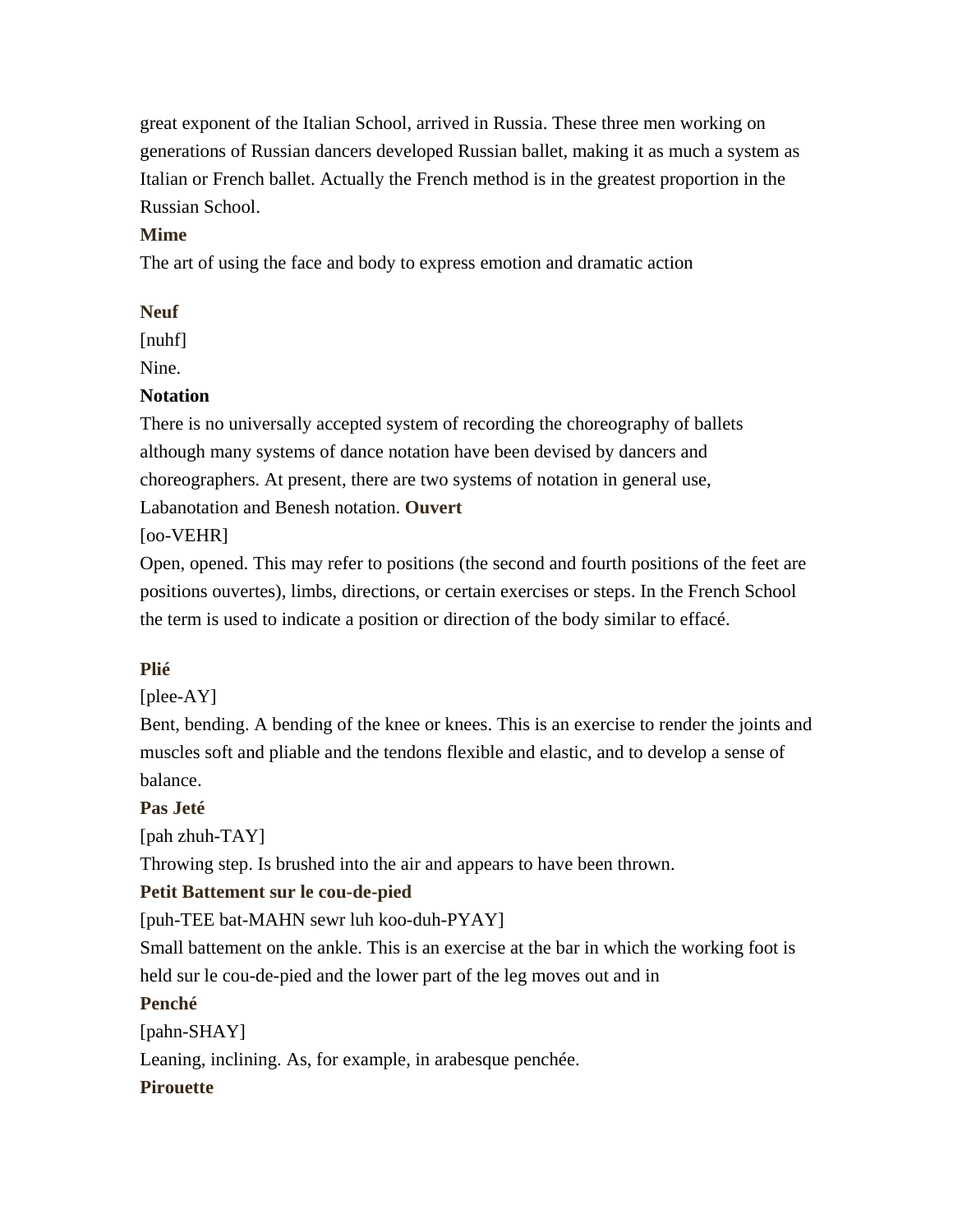great exponent of the Italian School, arrived in Russia. These three men working on generations of Russian dancers developed Russian ballet, making it as much a system as Italian or French ballet. Actually the French method is in the greatest proportion in the Russian School.

**Mime**

The art of using the face and body to express emotion and dramatic action

**Neuf**

[nuhf]

Nine.

**Notation**

There is no universally accepted system of recording the choreography of ballets although many systems of dance notation have been devised by dancers and choreographers. At present, there are two systems of notation in general use, Labanotation and Benesh notation.

**Ouvert**

[oo-VEHR]

Open, opened. This may refer to positions (the second and fourth positions of the feet are positions ouvertes), limbs, directions, or certain exercises or steps. In the French School the term is used to indicate a position or direction of the body similar to effacé.

**Plié**

[plee-AY]

Bent, bending. A bending of the knee or knees. This is an exercise to render the joints and muscles soft and pliable and the tendons flexible and elastic, and to develop a sense of balance.

**Pas Jeté**

[pah zhuh-TAY]

Throwing step. Is brushed into the air and appears to have been thrown.

**Petit Battement sur le cou-de-pied**

[puh-TEE bat-MAHN sewr luh koo-duh-PYAY]

Small battement on the ankle. This is an exercise at the bar in which the working foot is held sur le cou-de-pied and the lower part of the leg moves out and in

**Penché**

[pahn-SHAY]

Leaning, inclining. As, for example, in arabesque penchée.

**Pirouette**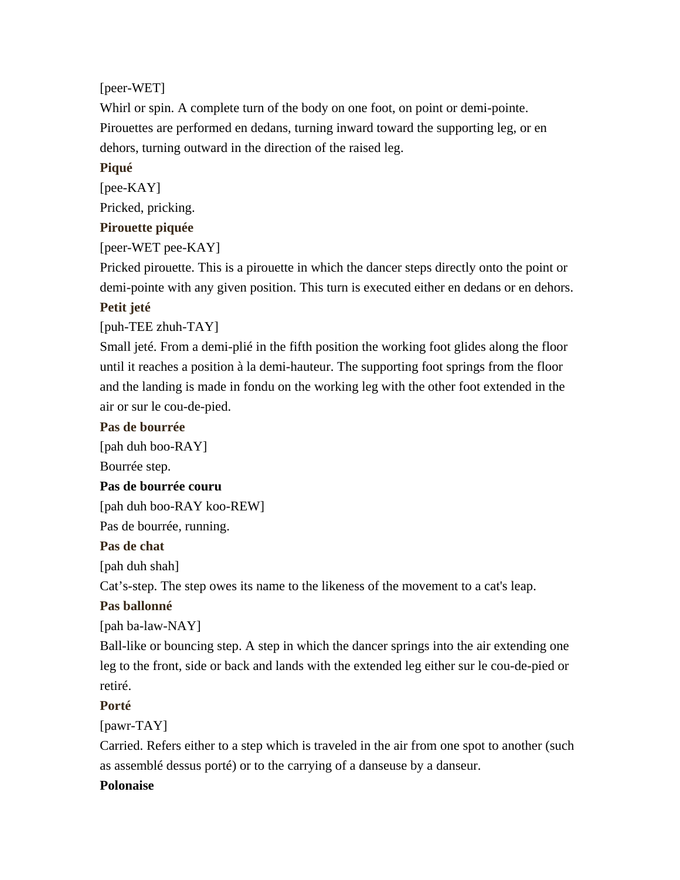[peer-WET]

Whirl or spin. A complete turn of the body on one foot, on point or demi-pointe. Pirouettes are performed en dedans, turning inward toward the supporting leg, or en dehors, turning outward in the direction of the raised leg.

**Piqué**

[pee-KAY]

Pricked, pricking.

**Pirouette piquée**

[peer-WET pee-KAY]

Pricked pirouette. This is a pirouette in which the dancer steps directly onto the point or demi-pointe with any given position. This turn is executed either en dedans or en dehors.

**Petit jeté**

[puh-TEE zhuh-TAY]

Small jeté. From a demi-plié in the fifth position the working foot glides along the floor until it reaches a position à la demi-hauteur. The supporting foot springs from the floor and the landing is made in fondu on the working leg with the other foot extended in the air or sur le cou-de-pied.

**Pas de bourrée**

[pah duh boo-RAY]

Bourrée step.

**Pas de bourrée couru**

[pah duh boo-RAY koo-REW]

Pas de bourrée, running.

**Pas de chat**

[pah duh shah]

Cat's-step. The step owes its name to the likeness of the movement to a cat's leap.

**Pas ballonné**

[pah ba-law-NAY]

Ball-like or bouncing step. A step in which the dancer springs into the air extending one leg to the front, side or back and lands with the extended leg either sur le cou-de-pied or retiré.

**Porté**

[pawr-TAY]

Carried. Refers either to a step which is traveled in the air from one spot to another (such as assemblé dessus porté) or to the carrying of a danseuse by a danseur.

**Polonaise**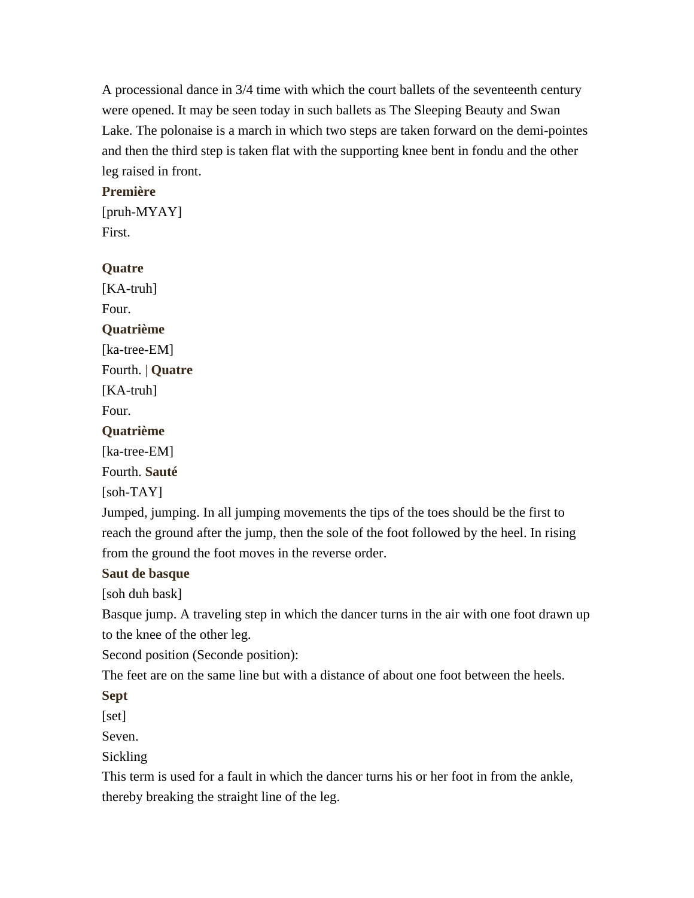A processional dance in 3/4 time with which the court ballets of the seventeenth century were opened. It may be seen today in such ballets as The Sleeping Beauty and Swan Lake. The polonaise is a march in which two steps are taken forward on the demi-pointes and then the third step is taken flat with the supporting knee bent in fondu and the other leg raised in front.

**Première**
[pruh-MYAY]
First.

**Quatre**
[KA-truh]
Four.

**Quatrième**
[ka-tree-EM]
Fourth. | **Quatre**
[KA-truh]
Four.

**Quatrième**
[ka-tree-EM]
Fourth. **Sauté**
[soh-TAY]
Jumped, jumping. In all jumping movements the tips of the toes should be the first to reach the ground after the jump, then the sole of the foot followed by the heel. In rising from the ground the foot moves in the reverse order.

**Saut de basque**
[soh duh bask]
Basque jump. A traveling step in which the dancer turns in the air with one foot drawn up to the knee of the other leg.

Second position (Seconde position):
The feet are on the same line but with a distance of about one foot between the heels.

**Sept**
[set]
Seven.

Sickling
This term is used for a fault in which the dancer turns his or her foot in from the ankle, thereby breaking the straight line of the leg.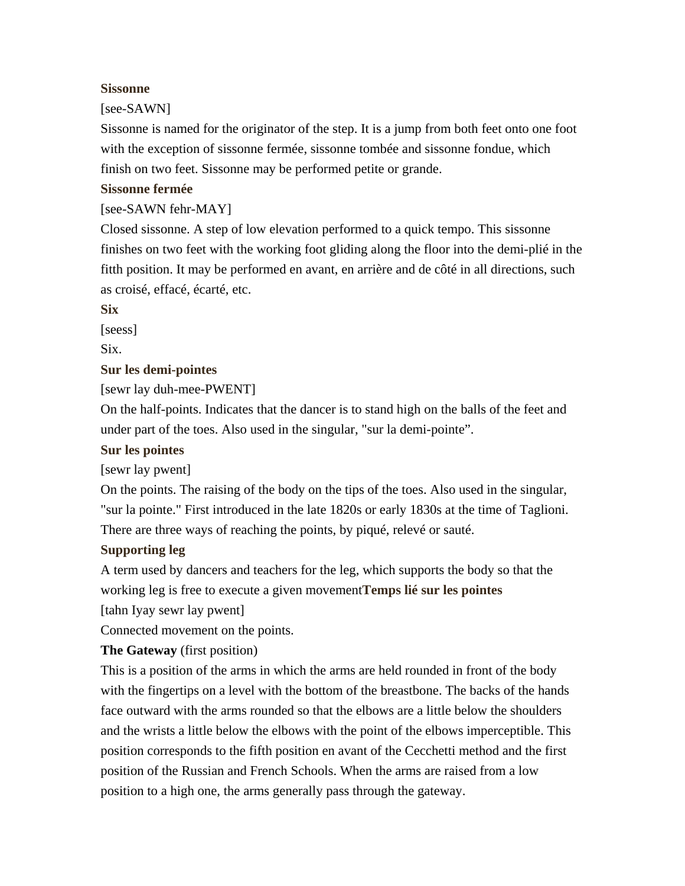**Sissonne**

[see-SAWN]

Sissonne is named for the originator of the step. It is a jump from both feet onto one foot with the exception of sissonne fermée, sissonne tombée and sissonne fondue, which finish on two feet. Sissonne may be performed petite or grande.

**Sissonne fermée**

[see-SAWN fehr-MAY]

Closed sissonne. A step of low elevation performed to a quick tempo. This sissonne finishes on two feet with the working foot gliding along the floor into the demi-plié in the fitth position. It may be performed en avant, en arrière and de côté in all directions, such as croisé, effacé, écarté, etc.

**Six**

[seess]

Six.

**Sur les demi-pointes**

[sewr lay duh-mee-PWENT]

On the half-points. Indicates that the dancer is to stand high on the balls of the feet and under part of the toes. Also used in the singular, "sur la demi-pointe”.

**Sur les pointes**

[sewr lay pwent]

On the points. The raising of the body on the tips of the toes. Also used in the singular, "sur la pointe." First introduced in the late 1820s or early 1830s at the time of Taglioni. There are three ways of reaching the points, by piqué, relevé or sauté.

**Supporting leg**

A term used by dancers and teachers for the leg, which supports the body so that the working leg is free to execute a given movement

**Temps lié sur les pointes**

[tahn Iyay sewr lay pwent]

Connected movement on the points.

**The Gateway** (first position)

This is a position of the arms in which the arms are held rounded in front of the body with the fingertips on a level with the bottom of the breastbone. The backs of the hands face outward with the arms rounded so that the elbows are a little below the shoulders and the wrists a little below the elbows with the point of the elbows imperceptible. This position corresponds to the fifth position en avant of the Cecchetti method and the first position of the Russian and French Schools. When the arms are raised from a low position to a high one, the arms generally pass through the gateway.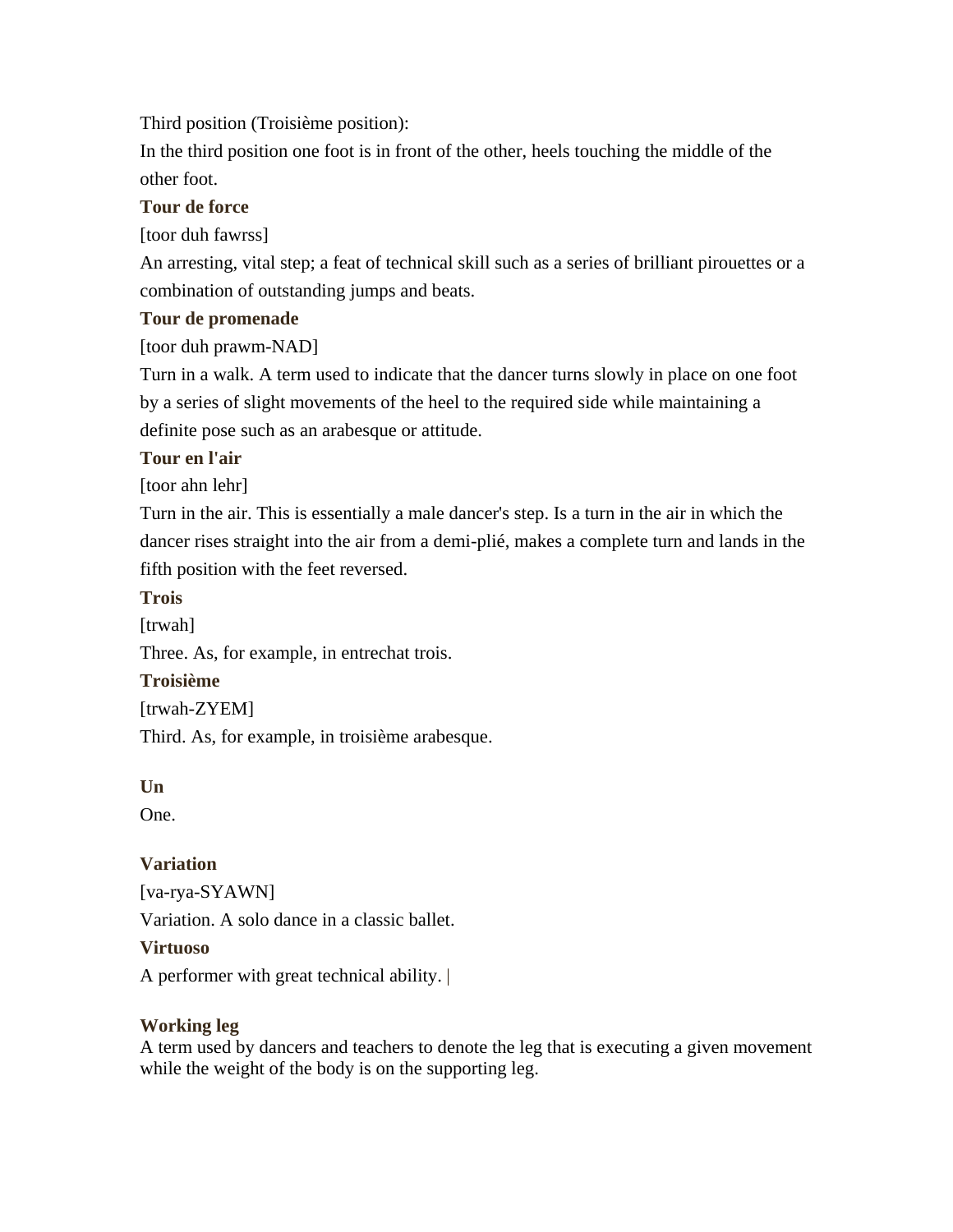Third position (Troisième position):

In the third position one foot is in front of the other, heels touching the middle of the other foot.

**Tour de force**

[toor duh fawrss]

An arresting, vital step; a feat of technical skill such as a series of brilliant pirouettes or a combination of outstanding jumps and beats.

**Tour de promenade**

[toor duh prawm-NAD]

Turn in a walk. A term used to indicate that the dancer turns slowly in place on one foot by a series of slight movements of the heel to the required side while maintaining a definite pose such as an arabesque or attitude.

**Tour en l'air**

[toor ahn lehr]

Turn in the air. This is essentially a male dancer's step. Is a turn in the air in which the dancer rises straight into the air from a demi-plié, makes a complete turn and lands in the fifth position with the feet reversed.

**Trois**

[trwah]

Three. As, for example, in entrechat trois.

**Troisième**

[trwah-ZYEM]

Third. As, for example, in troisième arabesque.

**Un**

One.

**Variation**

[va-rya-SYAWN]

Variation. A solo dance in a classic ballet.

**Virtuoso**

A performer with great technical ability. |

**Working leg**

A term used by dancers and teachers to denote the leg that is executing a given movement while the weight of the body is on the supporting leg.